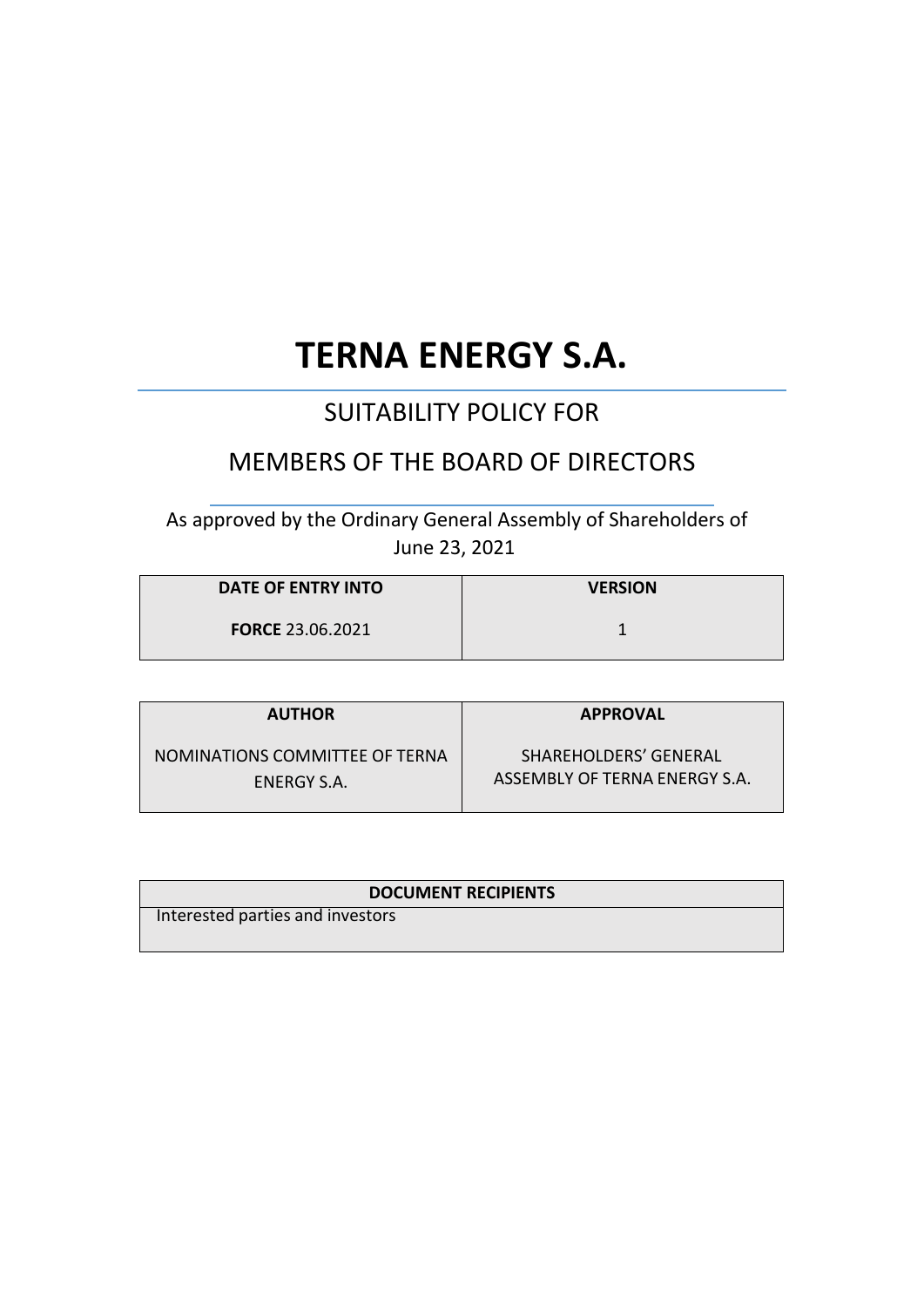# TERNA ENERGY S.A.

## SUITABILITY POLICY FOR

## MEMBERS OF THE BOARD OF DIRECTORS

As approved by the Ordinary General Assembly of Shareholders of June 23, 2021

| DATE OF ENTRY INTO FORCE | VERSION |
|---|---|
| 23.06.2021 | 1 |

| AUTHOR | APPROVAL |
|---|---|
| NOMINATIONS COMMITTEE OF TERNA ENERGY S.A. | SHAREHOLDERS' GENERAL ASSEMBLY OF TERNA ENERGY S.A. |

| DOCUMENT RECIPIENTS |
|---|
| Interested parties and investors |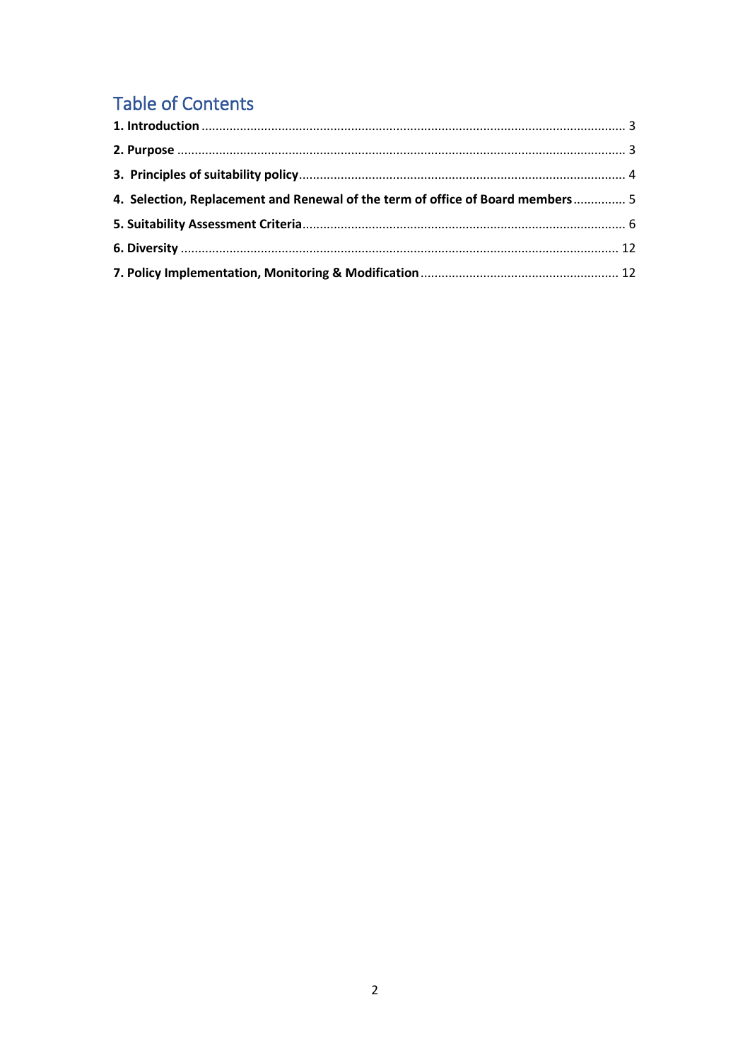## Table of Contents

**1. Introduction** ........................................................................................................................ 3

**2. Purpose** ................................................................................................................................ 3

**3. Principles of suitability policy** ............................................................................................. 4

**4. Selection, Replacement and Renewal of the term of office of Board members** ............... 5

**5. Suitability Assessment Criteria** ............................................................................................ 6

**6. Diversity** ............................................................................................................................ 12

**7. Policy Implementation, Monitoring & Modification** ......................................................... 12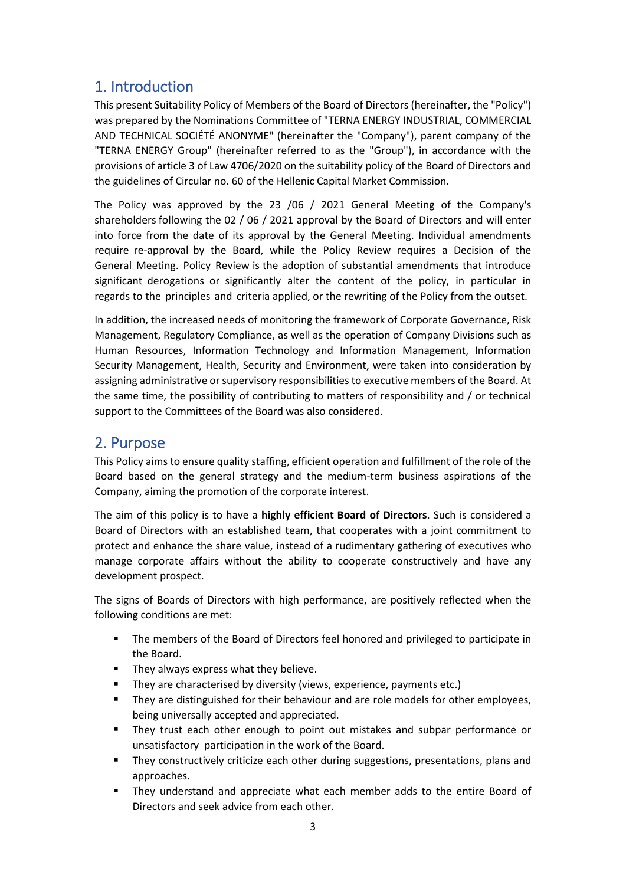## 1. Introduction

This present Suitability Policy of Members of the Board of Directors (hereinafter, the "Policy") was prepared by the Nominations Committee of "TERNA ENERGY INDUSTRIAL, COMMERCIAL AND TECHNICAL SOCIÉTÉ ANONYME" (hereinafter the "Company"), parent company of the "TERNA ENERGY Group" (hereinafter referred to as the "Group"), in accordance with the provisions of article 3 of Law 4706/2020 on the suitability policy of the Board of Directors and the guidelines of Circular no. 60 of the Hellenic Capital Market Commission.

The Policy was approved by the 23 /06 / 2021 General Meeting of the Company's shareholders following the 02 / 06 / 2021 approval by the Board of Directors and will enter into force from the date of its approval by the General Meeting. Individual amendments require re-approval by the Board, while the Policy Review requires a Decision of the General Meeting. Policy Review is the adoption of substantial amendments that introduce significant derogations or significantly alter the content of the policy, in particular in regards to the principles and criteria applied, or the rewriting of the Policy from the outset.

In addition, the increased needs of monitoring the framework of Corporate Governance, Risk Management, Regulatory Compliance, as well as the operation of Company Divisions such as Human Resources, Information Technology and Information Management, Information Security Management, Health, Security and Environment, were taken into consideration by assigning administrative or supervisory responsibilities to executive members of the Board. At the same time, the possibility of contributing to matters of responsibility and / or technical support to the Committees of the Board was also considered.

## 2. Purpose

This Policy aims to ensure quality staffing, efficient operation and fulfillment of the role of the Board based on the general strategy and the medium-term business aspirations of the Company, aiming the promotion of the corporate interest.

The aim of this policy is to have a **highly efficient Board of Directors**. Such is considered a Board of Directors with an established team, that cooperates with a joint commitment to protect and enhance the share value, instead of a rudimentary gathering of executives who manage corporate affairs without the ability to cooperate constructively and have any development prospect.

The signs of Boards of Directors with high performance, are positively reflected when the following conditions are met:

- The members of the Board of Directors feel honored and privileged to participate in the Board.
- They always express what they believe.
- They are characterised by diversity (views, experience, payments etc.)
- They are distinguished for their behaviour and are role models for other employees, being universally accepted and appreciated.
- They trust each other enough to point out mistakes and subpar performance or unsatisfactory participation in the work of the Board.
- They constructively criticize each other during suggestions, presentations, plans and approaches.
- They understand and appreciate what each member adds to the entire Board of Directors and seek advice from each other.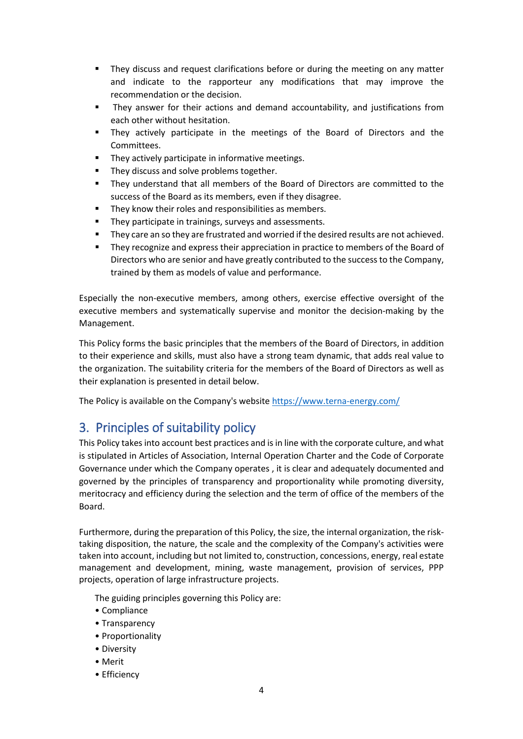- They discuss and request clarifications before or during the meeting on any matter and indicate to the rapporteur any modifications that may improve the recommendation or the decision.
- They answer for their actions and demand accountability, and justifications from each other without hesitation.
- They actively participate in the meetings of the Board of Directors and the Committees.
- They actively participate in informative meetings.
- They discuss and solve problems together.
- They understand that all members of the Board of Directors are committed to the success of the Board as its members, even if they disagree.
- They know their roles and responsibilities as members.
- They participate in trainings, surveys and assessments.
- They care an so they are frustrated and worried if the desired results are not achieved.
- They recognize and express their appreciation in practice to members of the Board of Directors who are senior and have greatly contributed to the success to the Company, trained by them as models of value and performance.

Especially the non-executive members, among others, exercise effective oversight of the executive members and systematically supervise and monitor the decision-making by the Management.

This Policy forms the basic principles that the members of the Board of Directors, in addition to their experience and skills, must also have a strong team dynamic, that adds real value to the organization. The suitability criteria for the members of the Board of Directors as well as their explanation is presented in detail below.

The Policy is available on the Company's website [https://www.terna-energy.com/](https://www.terna-energy.com/)

## 3. Principles of suitability policy

This Policy takes into account best practices and is in line with the corporate culture, and what is stipulated in Articles of Association, Internal Operation Charter and the Code of Corporate Governance under which the Company operates , it is clear and adequately documented and governed by the principles of transparency and proportionality while promoting diversity, meritocracy and efficiency during the selection and the term of office of the members of the Board.

Furthermore, during the preparation of this Policy, the size, the internal organization, the risk-taking disposition, the nature, the scale and the complexity of the Company's activities were taken into account, including but not limited to, construction, concessions, energy, real estate management and development, mining, waste management, provision of services, PPP projects, operation of large infrastructure projects.

The guiding principles governing this Policy are:

- Compliance
- Transparency
- Proportionality
- Diversity
- Merit
- Efficiency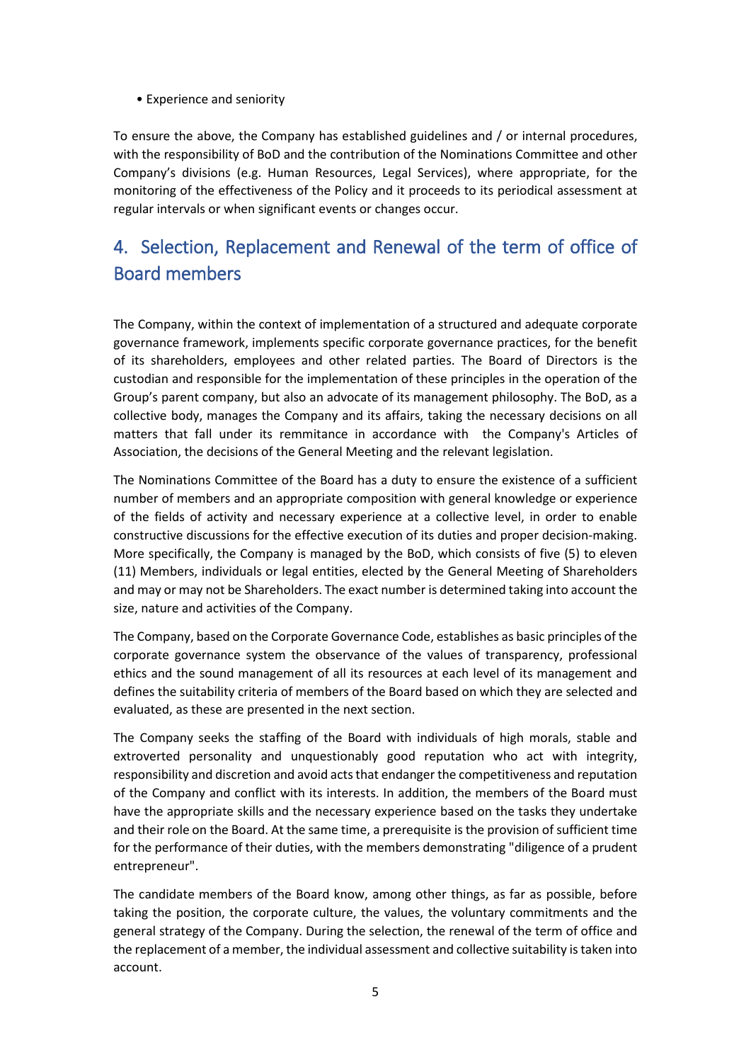- Experience and seniority

To ensure the above, the Company has established guidelines and / or internal procedures, with the responsibility of BoD and the contribution of the Nominations Committee and other Company's divisions (e.g. Human Resources, Legal Services), where appropriate, for the monitoring of the effectiveness of the Policy and it proceeds to its periodical assessment at regular intervals or when significant events or changes occur.

## 4. Selection, Replacement and Renewal of the term of office of Board members

The Company, within the context of implementation of a structured and adequate corporate governance framework, implements specific corporate governance practices, for the benefit of its shareholders, employees and other related parties. The Board of Directors is the custodian and responsible for the implementation of these principles in the operation of the Group's parent company, but also an advocate of its management philosophy. The BoD, as a collective body, manages the Company and its affairs, taking the necessary decisions on all matters that fall under its remmitance in accordance with the Company's Articles of Association, the decisions of the General Meeting and the relevant legislation.

The Nominations Committee of the Board has a duty to ensure the existence of a sufficient number of members and an appropriate composition with general knowledge or experience of the fields of activity and necessary experience at a collective level, in order to enable constructive discussions for the effective execution of its duties and proper decision-making. More specifically, the Company is managed by the BoD, which consists of five (5) to eleven (11) Members, individuals or legal entities, elected by the General Meeting of Shareholders and may or may not be Shareholders. The exact number is determined taking into account the size, nature and activities of the Company.

The Company, based on the Corporate Governance Code, establishes as basic principles of the corporate governance system the observance of the values of transparency, professional ethics and the sound management of all its resources at each level of its management and defines the suitability criteria of members of the Board based on which they are selected and evaluated, as these are presented in the next section.

The Company seeks the staffing of the Board with individuals of high morals, stable and extroverted personality and unquestionably good reputation who act with integrity, responsibility and discretion and avoid acts that endanger the competitiveness and reputation of the Company and conflict with its interests. In addition, the members of the Board must have the appropriate skills and the necessary experience based on the tasks they undertake and their role on the Board. At the same time, a prerequisite is the provision of sufficient time for the performance of their duties, with the members demonstrating "diligence of a prudent entrepreneur".

The candidate members of the Board know, among other things, as far as possible, before taking the position, the corporate culture, the values, the voluntary commitments and the general strategy of the Company. During the selection, the renewal of the term of office and the replacement of a member, the individual assessment and collective suitability is taken into account.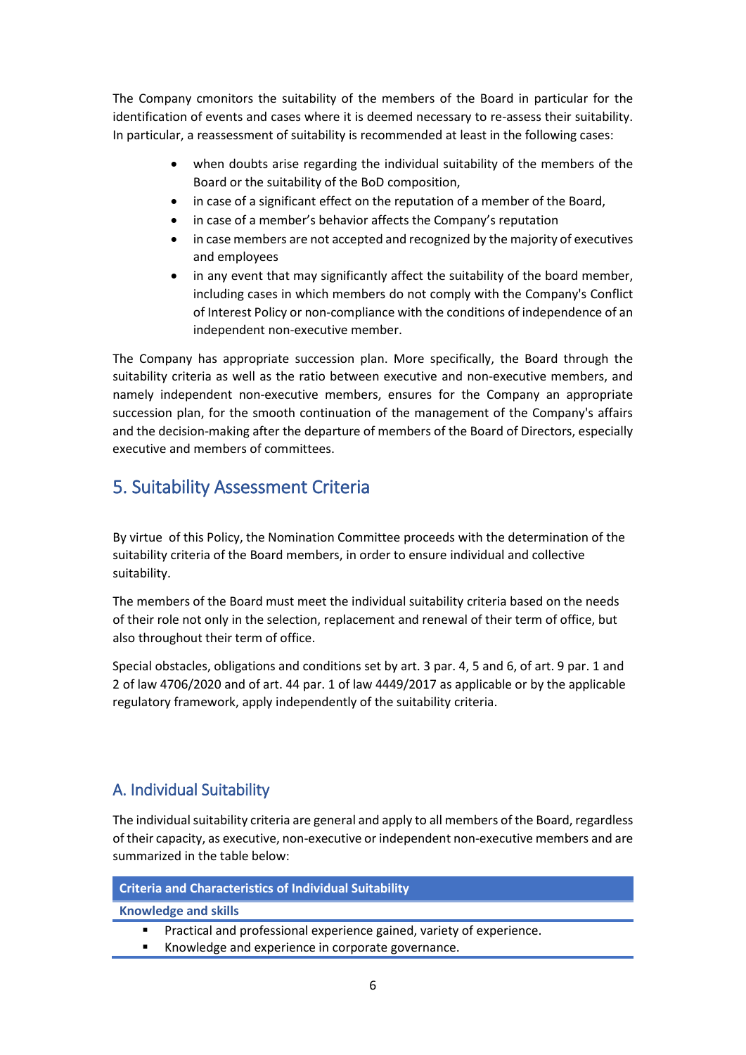The Company cmonitors the suitability of the members of the Board in particular for the identification of events and cases where it is deemed necessary to re-assess their suitability. In particular, a reassessment of suitability is recommended at least in the following cases:

- when doubts arise regarding the individual suitability of the members of the Board or the suitability of the BoD composition,
- in case of a significant effect on the reputation of a member of the Board,
- in case of a member's behavior affects the Company's reputation
- in case members are not accepted and recognized by the majority of executives and employees
- in any event that may significantly affect the suitability of the board member, including cases in which members do not comply with the Company's Conflict of Interest Policy or non-compliance with the conditions of independence of an independent non-executive member.

The Company has appropriate succession plan. More specifically, the Board through the suitability criteria as well as the ratio between executive and non-executive members, and namely independent non-executive members, ensures for the Company an appropriate succession plan, for the smooth continuation of the management of the Company's affairs and the decision-making after the departure of members of the Board of Directors, especially executive and members of committees.

## 5. Suitability Assessment Criteria

By virtue of this Policy, the Nomination Committee proceeds with the determination of the suitability criteria of the Board members, in order to ensure individual and collective suitability.

The members of the Board must meet the individual suitability criteria based on the needs of their role not only in the selection, replacement and renewal of their term of office, but also throughout their term of office.

Special obstacles, obligations and conditions set by art. 3 par. 4, 5 and 6, of art. 9 par. 1 and 2 of law 4706/2020 and of art. 44 par. 1 of law 4449/2017 as applicable or by the applicable regulatory framework, apply independently of the suitability criteria.

### A. Individual Suitability

The individual suitability criteria are general and apply to all members of the Board, regardless of their capacity, as executive, non-executive or independent non-executive members and are summarized in the table below:

| **Criteria and Characteristics of Individual Suitability** |
|---|
| **Knowledge and skills** |
| ▪ Practical and professional experience gained, variety of experience.<br>▪ Knowledge and experience in corporate governance. |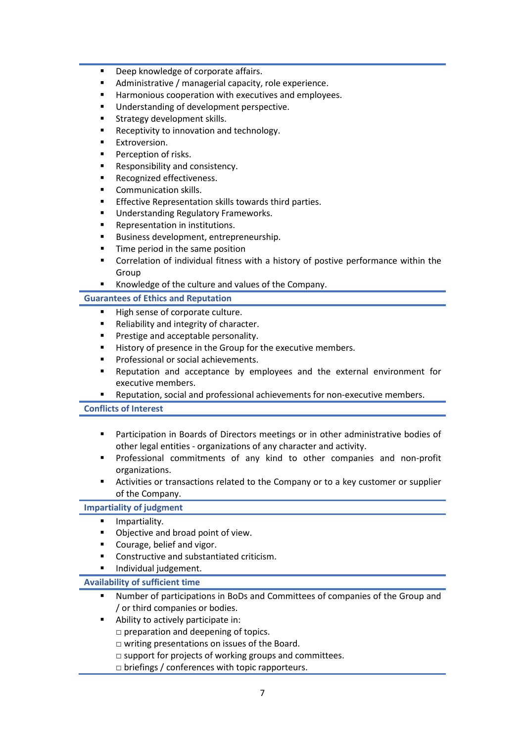- Deep knowledge of corporate affairs.
- Administrative / managerial capacity, role experience.
- Harmonious cooperation with executives and employees.
- Understanding of development perspective.
- Strategy development skills.
- Receptivity to innovation and technology.
- Extroversion.
- Perception of risks.
- Responsibility and consistency.
- Recognized effectiveness.
- Communication skills.
- Effective Representation skills towards third parties.
- Understanding Regulatory Frameworks.
- Representation in institutions.
- Business development, entrepreneurship.
- Time period in the same position
- Correlation of individual fitness with a history of postive performance within the Group
- Knowledge of the culture and values of the Company.

### Guarantees of Ethics and Reputation

- High sense of corporate culture.
- Reliability and integrity of character.
- Prestige and acceptable personality.
- History of presence in the Group for the executive members.
- Professional or social achievements.
- Reputation and acceptance by employees and the external environment for executive members.
- Reputation, social and professional achievements for non-executive members.

### Conflicts of Interest

- Participation in Boards of Directors meetings or in other administrative bodies of other legal entities - organizations of any character and activity.
- Professional commitments of any kind to other companies and non-profit organizations.
- Activities or transactions related to the Company or to a key customer or supplier of the Company.

### Impartiality of judgment

- Impartiality.
- Objective and broad point of view.
- Courage, belief and vigor.
- Constructive and substantiated criticism.
- Individual judgement.

### Availability of sufficient time

- Number of participations in BoDs and Committees of companies of the Group and / or third companies or bodies.
- Ability to actively participate in:
  - □ preparation and deepening of topics.
  - □ writing presentations on issues of the Board.
  - □ support for projects of working groups and committees.
  - □ briefings / conferences with topic rapporteurs.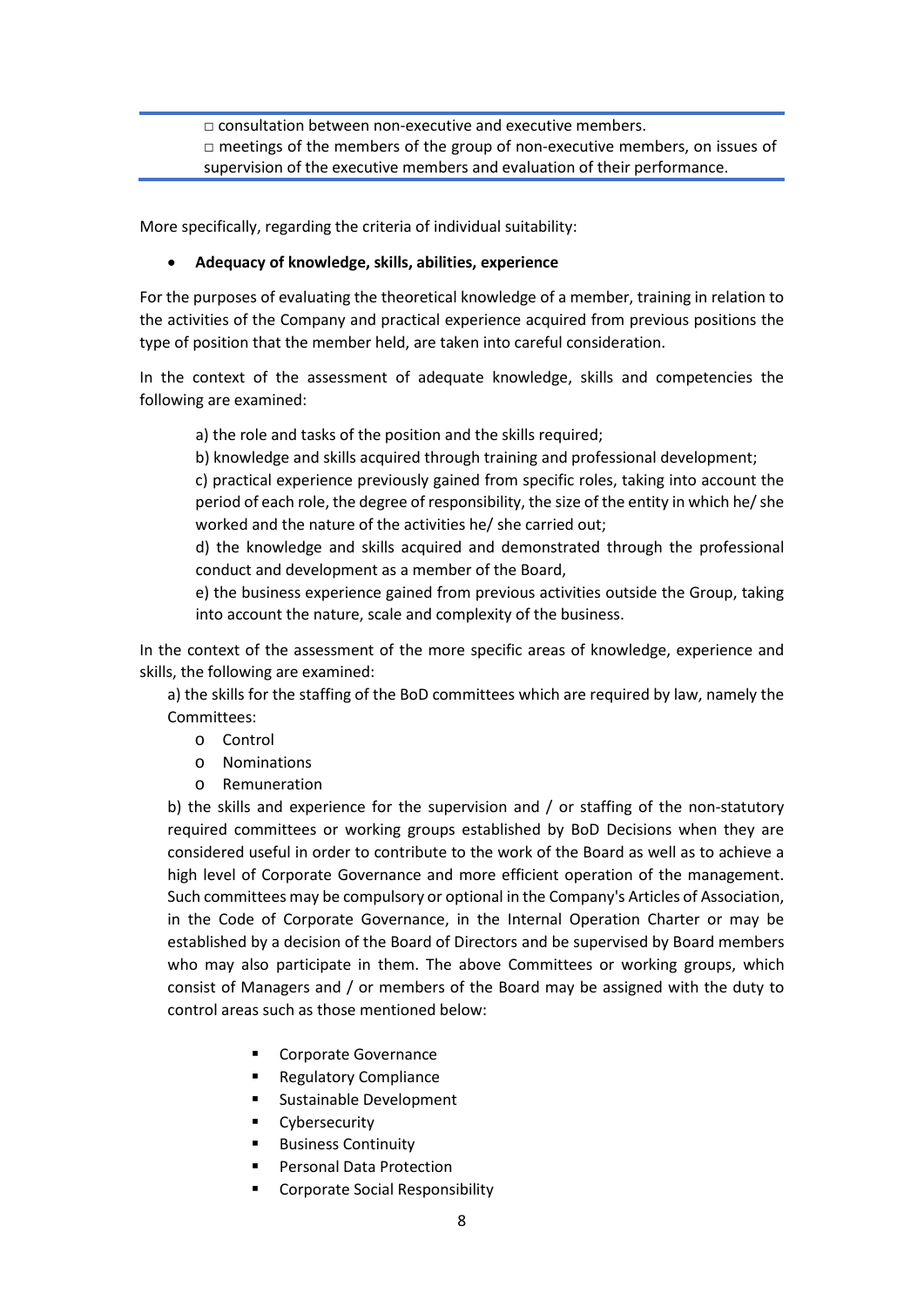□ consultation between non-executive and executive members.

□ meetings of the members of the group of non-executive members, on issues of supervision of the executive members and evaluation of their performance.

More specifically, regarding the criteria of individual suitability:

- **Adequacy of knowledge, skills, abilities, experience**

For the purposes of evaluating the theoretical knowledge of a member, training in relation to the activities of the Company and practical experience acquired from previous positions the type of position that the member held, are taken into careful consideration.

In the context of the assessment of adequate knowledge, skills and competencies the following are examined:

a) the role and tasks of the position and the skills required;

b) knowledge and skills acquired through training and professional development;

c) practical experience previously gained from specific roles, taking into account the period of each role, the degree of responsibility, the size of the entity in which he/ she worked and the nature of the activities he/ she carried out;

d) the knowledge and skills acquired and demonstrated through the professional conduct and development as a member of the Board,

e) the business experience gained from previous activities outside the Group, taking into account the nature, scale and complexity of the business.

In the context of the assessment of the more specific areas of knowledge, experience and skills, the following are examined:

a) the skills for the staffing of the BoD committees which are required by law, namely the Committees:

- Control
- Nominations
- Remuneration

b) the skills and experience for the supervision and / or staffing of the non-statutory required committees or working groups established by BoD Decisions when they are considered useful in order to contribute to the work of the Board as well as to achieve a high level of Corporate Governance and more efficient operation of the management. Such committees may be compulsory or optional in the Company's Articles of Association, in the Code of Corporate Governance, in the Internal Operation Charter or may be established by a decision of the Board of Directors and be supervised by Board members who may also participate in them. The above Committees or working groups, which consist of Managers and / or members of the Board may be assigned with the duty to control areas such as those mentioned below:

- Corporate Governance
- Regulatory Compliance
- Sustainable Development
- Cybersecurity
- Business Continuity
- Personal Data Protection
- Corporate Social Responsibility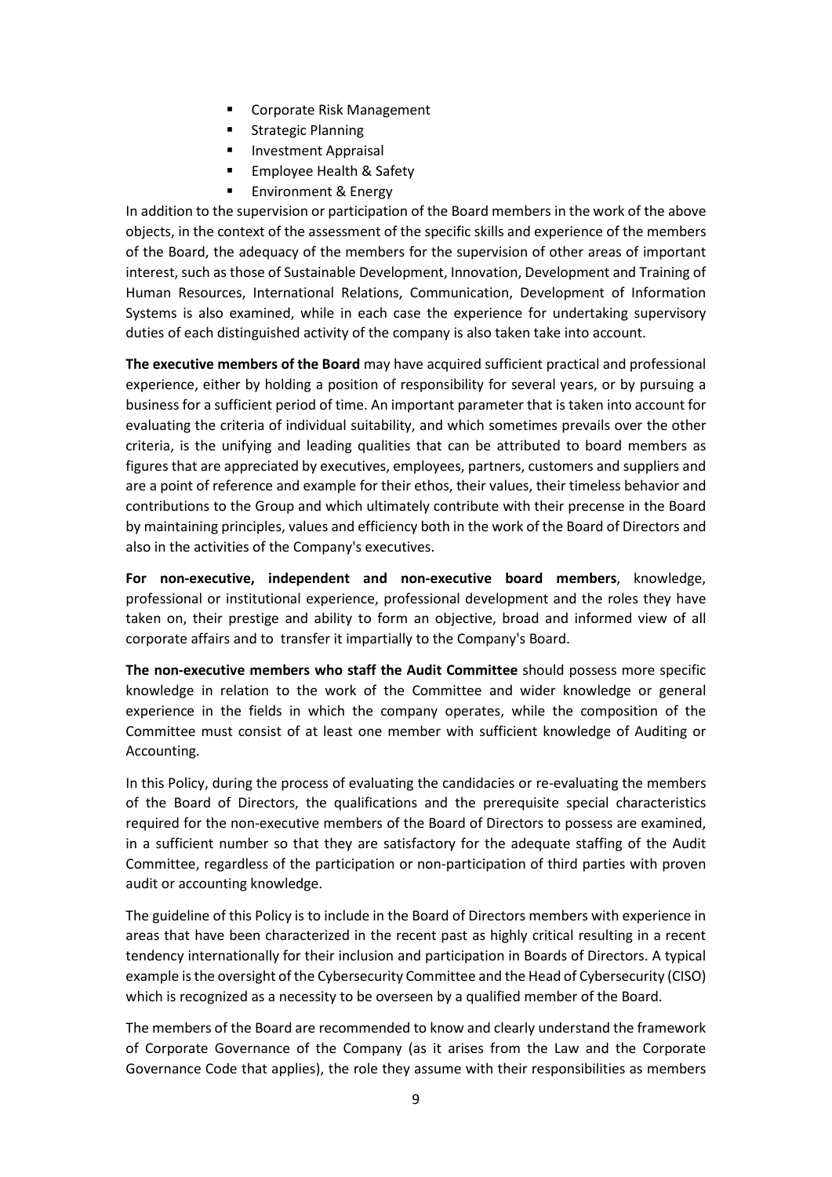- Corporate Risk Management
- Strategic Planning
- Investment Appraisal
- Employee Health & Safety
- Environment & Energy

In addition to the supervision or participation of the Board members in the work of the above objects, in the context of the assessment of the specific skills and experience of the members of the Board, the adequacy of the members for the supervision of other areas of important interest, such as those of Sustainable Development, Innovation, Development and Training of Human Resources, International Relations, Communication, Development of Information Systems is also examined, while in each case the experience for undertaking supervisory duties of each distinguished activity of the company is also taken take into account.

**The executive members of the Board** may have acquired sufficient practical and professional experience, either by holding a position of responsibility for several years, or by pursuing a business for a sufficient period of time. An important parameter that is taken into account for evaluating the criteria of individual suitability, and which sometimes prevails over the other criteria, is the unifying and leading qualities that can be attributed to board members as figures that are appreciated by executives, employees, partners, customers and suppliers and are a point of reference and example for their ethos, their values, their timeless behavior and contributions to the Group and which ultimately contribute with their precense in the Board by maintaining principles, values and efficiency both in the work of the Board of Directors and also in the activities of the Company's executives.

**For non-executive, independent and non-executive board members**, knowledge, professional or institutional experience, professional development and the roles they have taken on, their prestige and ability to form an objective, broad and informed view of all corporate affairs and to transfer it impartially to the Company's Board.

**The non-executive members who staff the Audit Committee** should possess more specific knowledge in relation to the work of the Committee and wider knowledge or general experience in the fields in which the company operates, while the composition of the Committee must consist of at least one member with sufficient knowledge of Auditing or Accounting.

In this Policy, during the process of evaluating the candidacies or re-evaluating the members of the Board of Directors, the qualifications and the prerequisite special characteristics required for the non-executive members of the Board of Directors to possess are examined, in a sufficient number so that they are satisfactory for the adequate staffing of the Audit Committee, regardless of the participation or non-participation of third parties with proven audit or accounting knowledge.

The guideline of this Policy is to include in the Board of Directors members with experience in areas that have been characterized in the recent past as highly critical resulting in a recent tendency internationally for their inclusion and participation in Boards of Directors. A typical example is the oversight of the Cybersecurity Committee and the Head of Cybersecurity (CISO) which is recognized as a necessity to be overseen by a qualified member of the Board.

The members of the Board are recommended to know and clearly understand the framework of Corporate Governance of the Company (as it arises from the Law and the Corporate Governance Code that applies), the role they assume with their responsibilities as members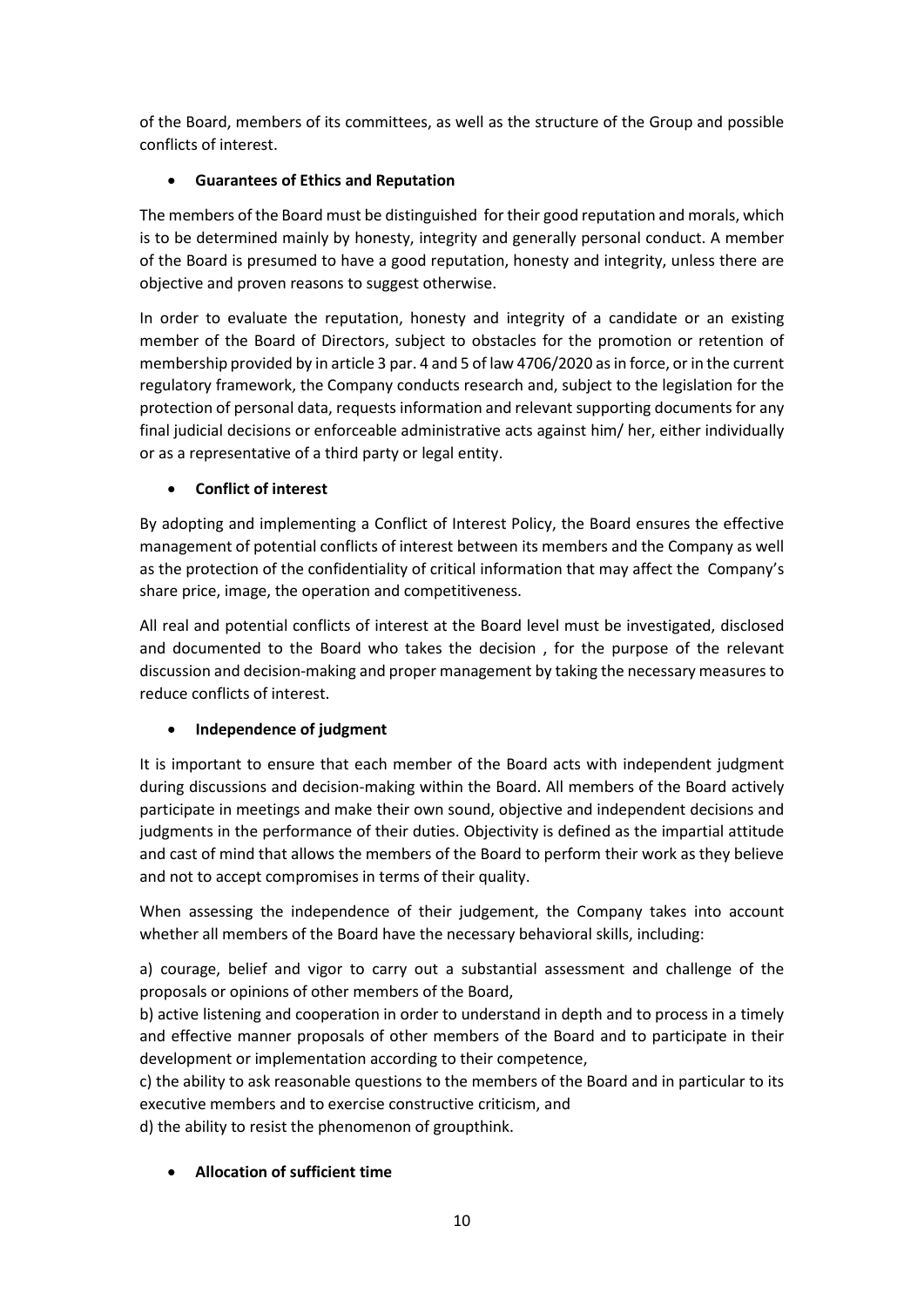of the Board, members of its committees, as well as the structure of the Group and possible conflicts of interest.

- **Guarantees of Ethics and Reputation**

The members of the Board must be distinguished for their good reputation and morals, which is to be determined mainly by honesty, integrity and generally personal conduct. A member of the Board is presumed to have a good reputation, honesty and integrity, unless there are objective and proven reasons to suggest otherwise.

In order to evaluate the reputation, honesty and integrity of a candidate or an existing member of the Board of Directors, subject to obstacles for the promotion or retention of membership provided by in article 3 par. 4 and 5 of law 4706/2020 as in force, or in the current regulatory framework, the Company conducts research and, subject to the legislation for the protection of personal data, requests information and relevant supporting documents for any final judicial decisions or enforceable administrative acts against him/ her, either individually or as a representative of a third party or legal entity.

- **Conflict of interest**

By adopting and implementing a Conflict of Interest Policy, the Board ensures the effective management of potential conflicts of interest between its members and the Company as well as the protection of the confidentiality of critical information that may affect the Company's share price, image, the operation and competitiveness.

All real and potential conflicts of interest at the Board level must be investigated, disclosed and documented to the Board who takes the decision , for the purpose of the relevant discussion and decision-making and proper management by taking the necessary measures to reduce conflicts of interest.

- **Independence of judgment**

It is important to ensure that each member of the Board acts with independent judgment during discussions and decision-making within the Board. All members of the Board actively participate in meetings and make their own sound, objective and independent decisions and judgments in the performance of their duties. Objectivity is defined as the impartial attitude and cast of mind that allows the members of the Board to perform their work as they believe and not to accept compromises in terms of their quality.

When assessing the independence of their judgement, the Company takes into account whether all members of the Board have the necessary behavioral skills, including:

a) courage, belief and vigor to carry out a substantial assessment and challenge of the proposals or opinions of other members of the Board,

b) active listening and cooperation in order to understand in depth and to process in a timely and effective manner proposals of other members of the Board and to participate in their development or implementation according to their competence,

c) the ability to ask reasonable questions to the members of the Board and in particular to its executive members and to exercise constructive criticism, and

d) the ability to resist the phenomenon of groupthink.

- **Allocation of sufficient time**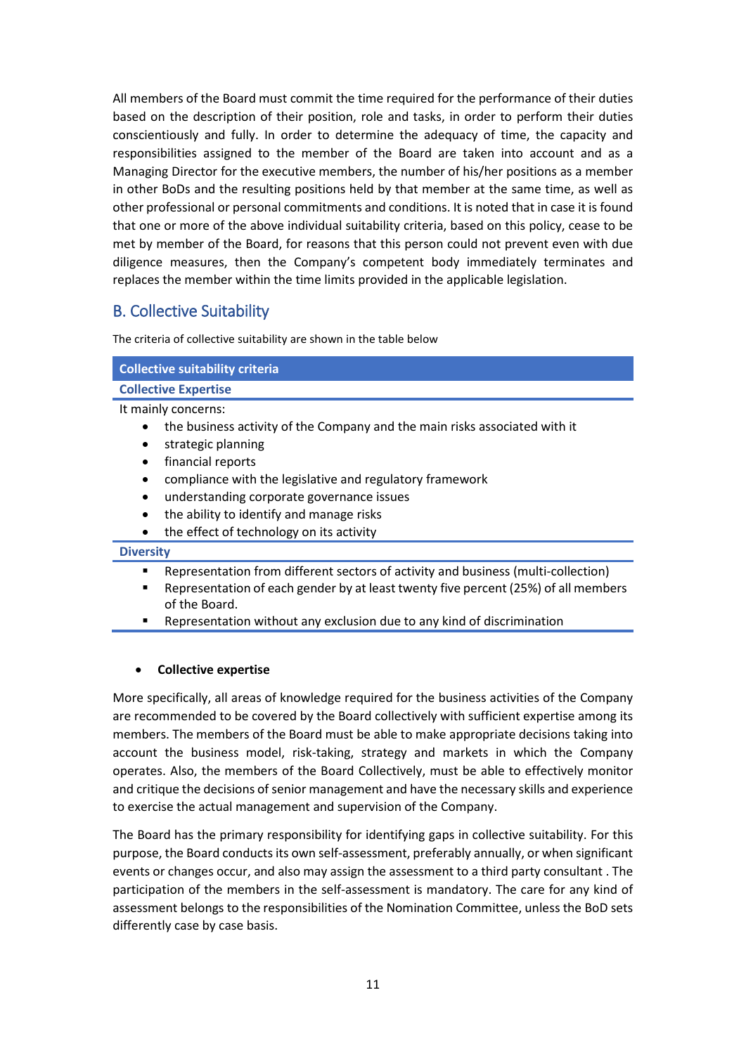All members of the Board must commit the time required for the performance of their duties based on the description of their position, role and tasks, in order to perform their duties conscientiously and fully. In order to determine the adequacy of time, the capacity and responsibilities assigned to the member of the Board are taken into account and as a Managing Director for the executive members, the number of his/her positions as a member in other BoDs and the resulting positions held by that member at the same time, as well as other professional or personal commitments and conditions. It is noted that in case it is found that one or more of the above individual suitability criteria, based on this policy, cease to be met by member of the Board, for reasons that this person could not prevent even with due diligence measures, then the Company's competent body immediately terminates and replaces the member within the time limits provided in the applicable legislation.

## B. Collective Suitability

The criteria of collective suitability are shown in the table below

| Collective suitability criteria |
| --- |
| **Collective Expertise** |
| It mainly concerns:<br>• the business activity of the Company and the main risks associated with it<br>• strategic planning<br>• financial reports<br>• compliance with the legislative and regulatory framework<br>• understanding corporate governance issues<br>• the ability to identify and manage risks<br>• the effect of technology on its activity |
| **Diversity** |
| ▪ Representation from different sectors of activity and business (multi-collection)<br>▪ Representation of each gender by at least twenty five percent (25%) of all members of the Board.<br>▪ Representation without any exclusion due to any kind of discrimination |

- **Collective expertise**

More specifically, all areas of knowledge required for the business activities of the Company are recommended to be covered by the Board collectively with sufficient expertise among its members. The members of the Board must be able to make appropriate decisions taking into account the business model, risk-taking, strategy and markets in which the Company operates. Also, the members of the Board Collectively, must be able to effectively monitor and critique the decisions of senior management and have the necessary skills and experience to exercise the actual management and supervision of the Company.

The Board has the primary responsibility for identifying gaps in collective suitability. For this purpose, the Board conducts its own self-assessment, preferably annually, or when significant events or changes occur, and also may assign the assessment to a third party consultant . The participation of the members in the self-assessment is mandatory. The care for any kind of assessment belongs to the responsibilities of the Nomination Committee, unless the BoD sets differently case by case basis.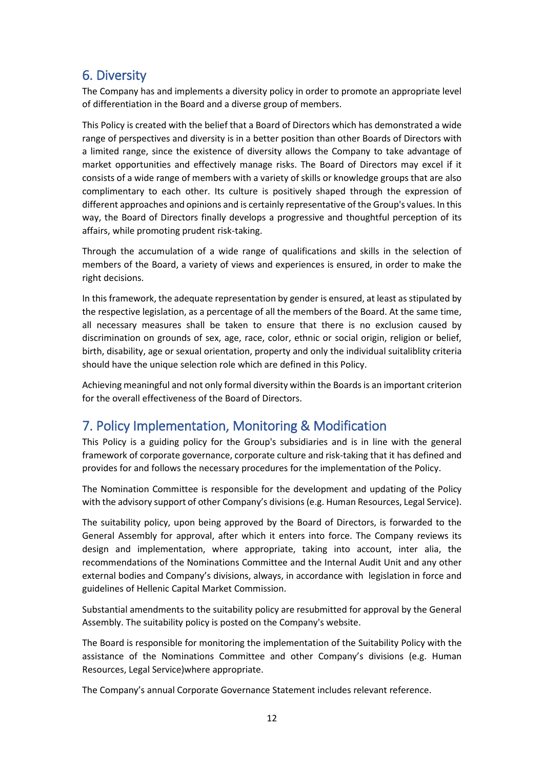## 6. Diversity

The Company has and implements a diversity policy in order to promote an appropriate level of differentiation in the Board and a diverse group of members.

This Policy is created with the belief that a Board of Directors which has demonstrated a wide range of perspectives and diversity is in a better position than other Boards of Directors with a limited range, since the existence of diversity allows the Company to take advantage of market opportunities and effectively manage risks. The Board of Directors may excel if it consists of a wide range of members with a variety of skills or knowledge groups that are also complimentary to each other. Its culture is positively shaped through the expression of different approaches and opinions and is certainly representative of the Group's values. In this way, the Board of Directors finally develops a progressive and thoughtful perception of its affairs, while promoting prudent risk-taking.

Through the accumulation of a wide range of qualifications and skills in the selection of members of the Board, a variety of views and experiences is ensured, in order to make the right decisions.

In this framework, the adequate representation by gender is ensured, at least as stipulated by the respective legislation, as a percentage of all the members of the Board. At the same time, all necessary measures shall be taken to ensure that there is no exclusion caused by discrimination on grounds of sex, age, race, color, ethnic or social origin, religion or belief, birth, disability, age or sexual orientation, property and only the individual suitaliblity criteria should have the unique selection role which are defined in this Policy.

Achieving meaningful and not only formal diversity within the Boards is an important criterion for the overall effectiveness of the Board of Directors.

## 7. Policy Implementation, Monitoring & Modification

This Policy is a guiding policy for the Group's subsidiaries and is in line with the general framework of corporate governance, corporate culture and risk-taking that it has defined and provides for and follows the necessary procedures for the implementation of the Policy.

The Nomination Committee is responsible for the development and updating of the Policy with the advisory support of other Company's divisions (e.g. Human Resources, Legal Service).

The suitability policy, upon being approved by the Board of Directors, is forwarded to the General Assembly for approval, after which it enters into force. The Company reviews its design and implementation, where appropriate, taking into account, inter alia, the recommendations of the Nominations Committee and the Internal Audit Unit and any other external bodies and Company's divisions, always, in accordance with legislation in force and guidelines of Hellenic Capital Market Commission.

Substantial amendments to the suitability policy are resubmitted for approval by the General Assembly. The suitability policy is posted on the Company's website.

The Board is responsible for monitoring the implementation of the Suitability Policy with the assistance of the Nominations Committee and other Company's divisions (e.g. Human Resources, Legal Service)where appropriate.

The Company's annual Corporate Governance Statement includes relevant reference.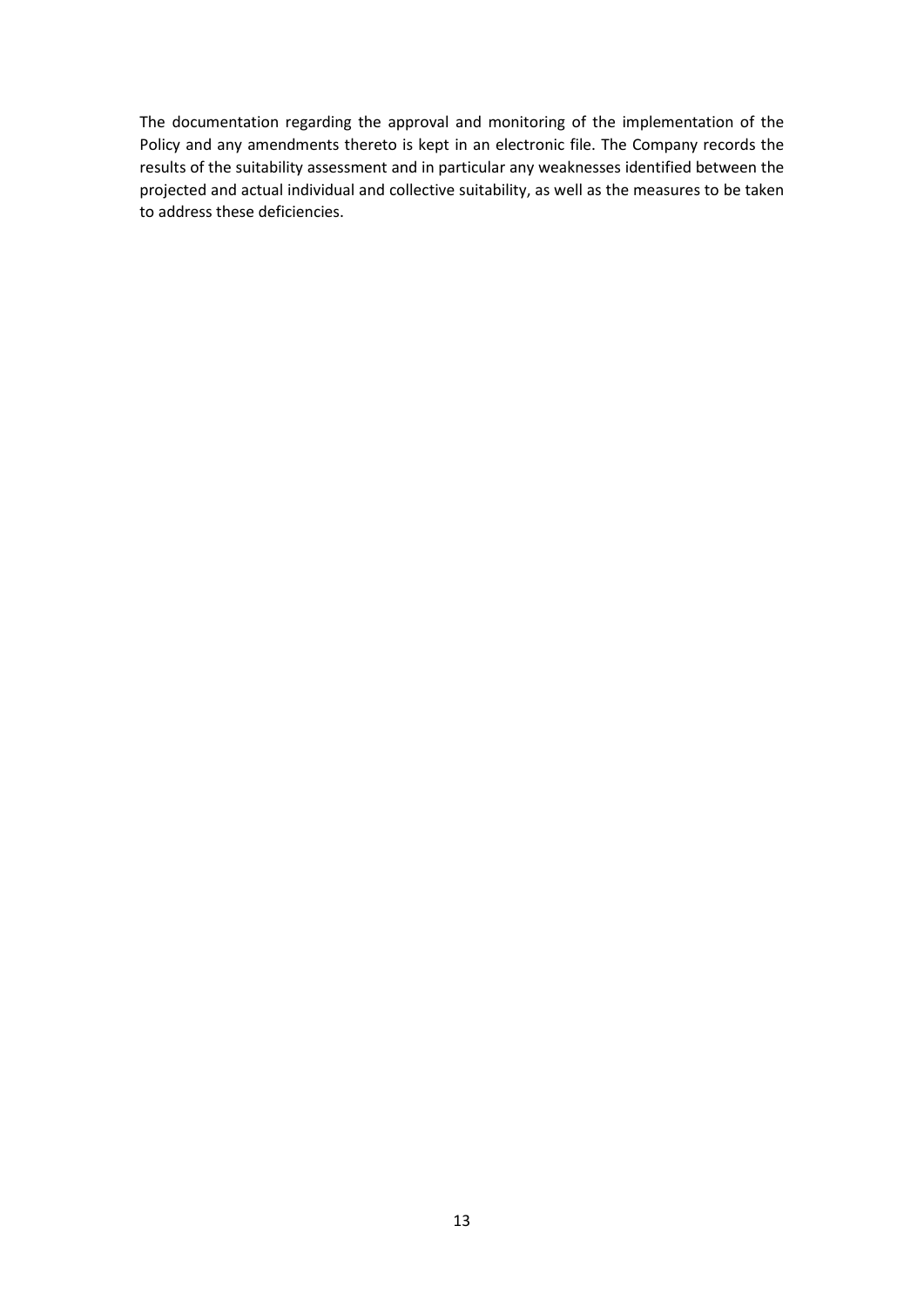The documentation regarding the approval and monitoring of the implementation of the Policy and any amendments thereto is kept in an electronic file. The Company records the results of the suitability assessment and in particular any weaknesses identified between the projected and actual individual and collective suitability, as well as the measures to be taken to address these deficiencies.